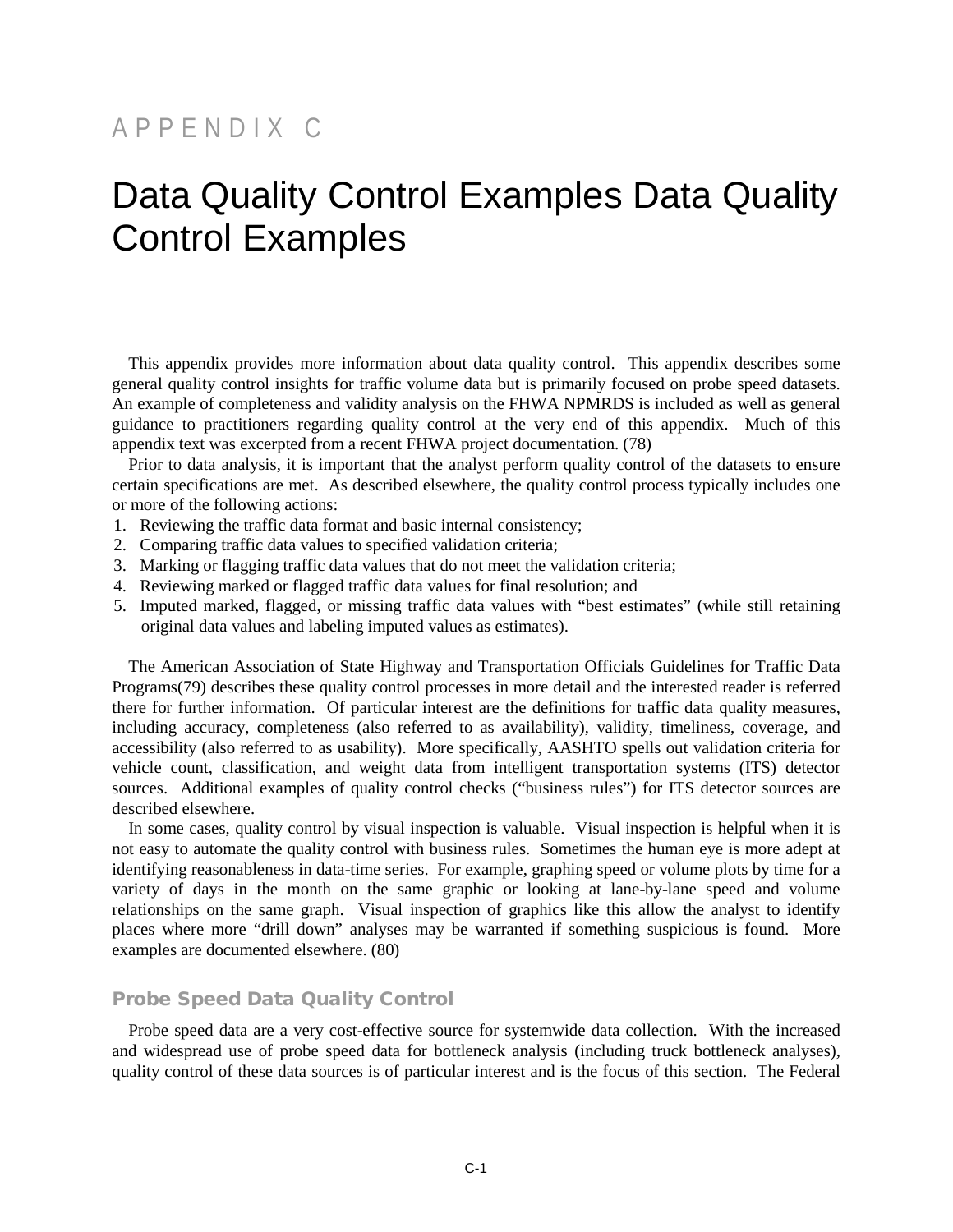APPENDIX C

# Data Quality Control Examples Data Quality Control Examples

This appendix provides more information about data quality control. This appendix describes some general quality control insights for traffic volume data but is primarily focused on probe speed datasets. An example of completeness and validity analysis on the FHWA NPMRDS is included as well as general guidance to practitioners regarding quality control at the very end of this appendix. Much of this appendix text was excerpted from a recent FHWA project documentation. (78)

Prior to data analysis, it is important that the analyst perform quality control of the datasets to ensure certain specifications are met. As described elsewhere, the quality control process typically includes one or more of the following actions:

1. Reviewing the traffic data format and basic internal consistency;
2. Comparing traffic data values to specified validation criteria;
3. Marking or flagging traffic data values that do not meet the validation criteria;
4. Reviewing marked or flagged traffic data values for final resolution; and
5. Imputed marked, flagged, or missing traffic data values with "best estimates" (while still retaining original data values and labeling imputed values as estimates).

The American Association of State Highway and Transportation Officials Guidelines for Traffic Data Programs(79) describes these quality control processes in more detail and the interested reader is referred there for further information. Of particular interest are the definitions for traffic data quality measures, including accuracy, completeness (also referred to as availability), validity, timeliness, coverage, and accessibility (also referred to as usability). More specifically, AASHTO spells out validation criteria for vehicle count, classification, and weight data from intelligent transportation systems (ITS) detector sources. Additional examples of quality control checks ("business rules") for ITS detector sources are described elsewhere.

In some cases, quality control by visual inspection is valuable. Visual inspection is helpful when it is not easy to automate the quality control with business rules. Sometimes the human eye is more adept at identifying reasonableness in data-time series. For example, graphing speed or volume plots by time for a variety of days in the month on the same graphic or looking at lane-by-lane speed and volume relationships on the same graph. Visual inspection of graphics like this allow the analyst to identify places where more "drill down" analyses may be warranted if something suspicious is found. More examples are documented elsewhere. (80)

## Probe Speed Data Quality Control

Probe speed data are a very cost-effective source for systemwide data collection. With the increased and widespread use of probe speed data for bottleneck analysis (including truck bottleneck analyses), quality control of these data sources is of particular interest and is the focus of this section. The Federal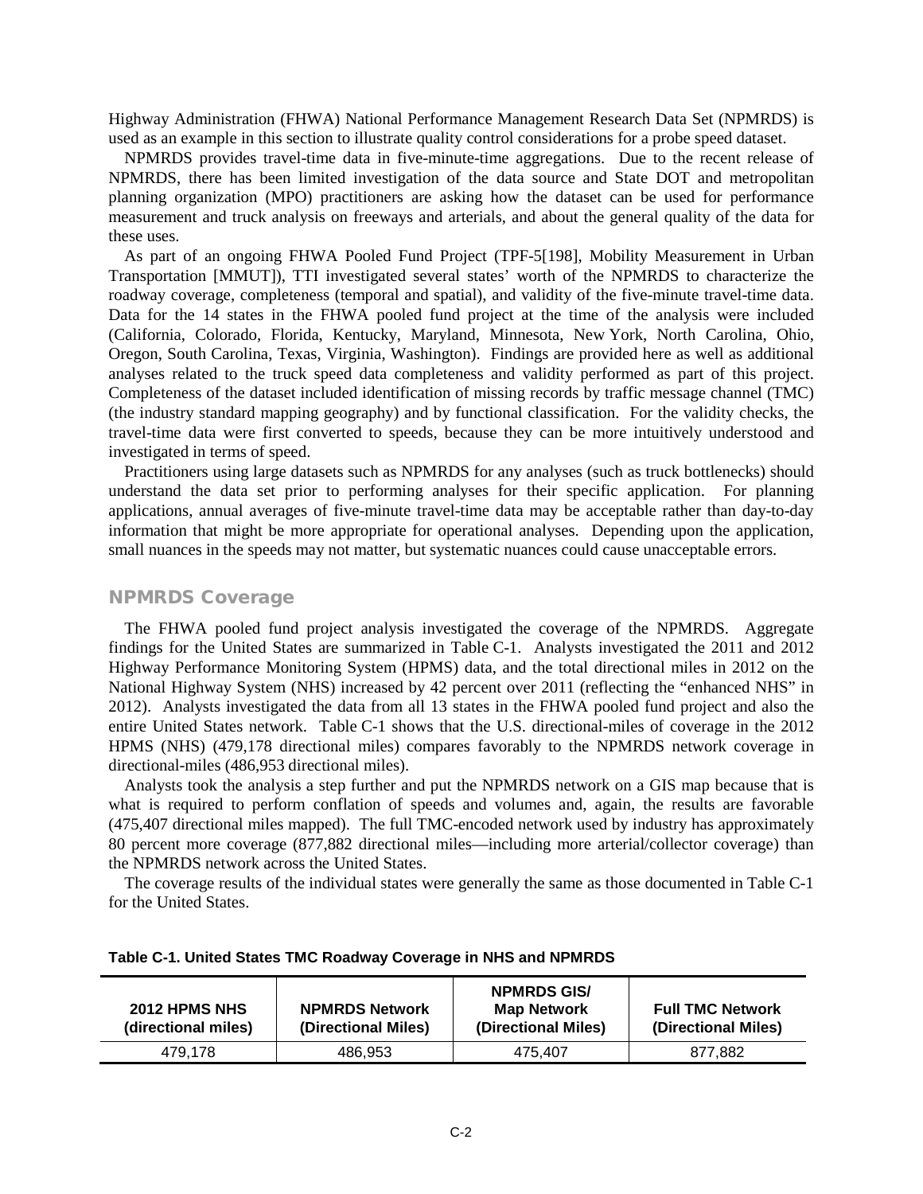Highway Administration (FHWA) National Performance Management Research Data Set (NPMRDS) is used as an example in this section to illustrate quality control considerations for a probe speed dataset.

NPMRDS provides travel-time data in five-minute-time aggregations. Due to the recent release of NPMRDS, there has been limited investigation of the data source and State DOT and metropolitan planning organization (MPO) practitioners are asking how the dataset can be used for performance measurement and truck analysis on freeways and arterials, and about the general quality of the data for these uses.

As part of an ongoing FHWA Pooled Fund Project (TPF-5[198], Mobility Measurement in Urban Transportation [MMUT]), TTI investigated several states' worth of the NPMRDS to characterize the roadway coverage, completeness (temporal and spatial), and validity of the five-minute travel-time data. Data for the 14 states in the FHWA pooled fund project at the time of the analysis were included (California, Colorado, Florida, Kentucky, Maryland, Minnesota, New York, North Carolina, Ohio, Oregon, South Carolina, Texas, Virginia, Washington). Findings are provided here as well as additional analyses related to the truck speed data completeness and validity performed as part of this project. Completeness of the dataset included identification of missing records by traffic message channel (TMC) (the industry standard mapping geography) and by functional classification. For the validity checks, the travel-time data were first converted to speeds, because they can be more intuitively understood and investigated in terms of speed.

Practitioners using large datasets such as NPMRDS for any analyses (such as truck bottlenecks) should understand the data set prior to performing analyses for their specific application. For planning applications, annual averages of five-minute travel-time data may be acceptable rather than day-to-day information that might be more appropriate for operational analyses. Depending upon the application, small nuances in the speeds may not matter, but systematic nuances could cause unacceptable errors.

## NPMRDS Coverage

The FHWA pooled fund project analysis investigated the coverage of the NPMRDS. Aggregate findings for the United States are summarized in Table C-1. Analysts investigated the 2011 and 2012 Highway Performance Monitoring System (HPMS) data, and the total directional miles in 2012 on the National Highway System (NHS) increased by 42 percent over 2011 (reflecting the "enhanced NHS" in 2012). Analysts investigated the data from all 13 states in the FHWA pooled fund project and also the entire United States network. Table C-1 shows that the U.S. directional-miles of coverage in the 2012 HPMS (NHS) (479,178 directional miles) compares favorably to the NPMRDS network coverage in directional-miles (486,953 directional miles).

Analysts took the analysis a step further and put the NPMRDS network on a GIS map because that is what is required to perform conflation of speeds and volumes and, again, the results are favorable (475,407 directional miles mapped). The full TMC-encoded network used by industry has approximately 80 percent more coverage (877,882 directional miles—including more arterial/collector coverage) than the NPMRDS network across the United States.

The coverage results of the individual states were generally the same as those documented in Table C-1 for the United States.

**Table C-1. United States TMC Roadway Coverage in NHS and NPMRDS**

| 2012 HPMS NHS (directional miles) | NPMRDS Network (Directional Miles) | NPMRDS GIS/ Map Network (Directional Miles) | Full TMC Network (Directional Miles) |
|---|---|---|---|
| 479,178 | 486,953 | 475,407 | 877,882 |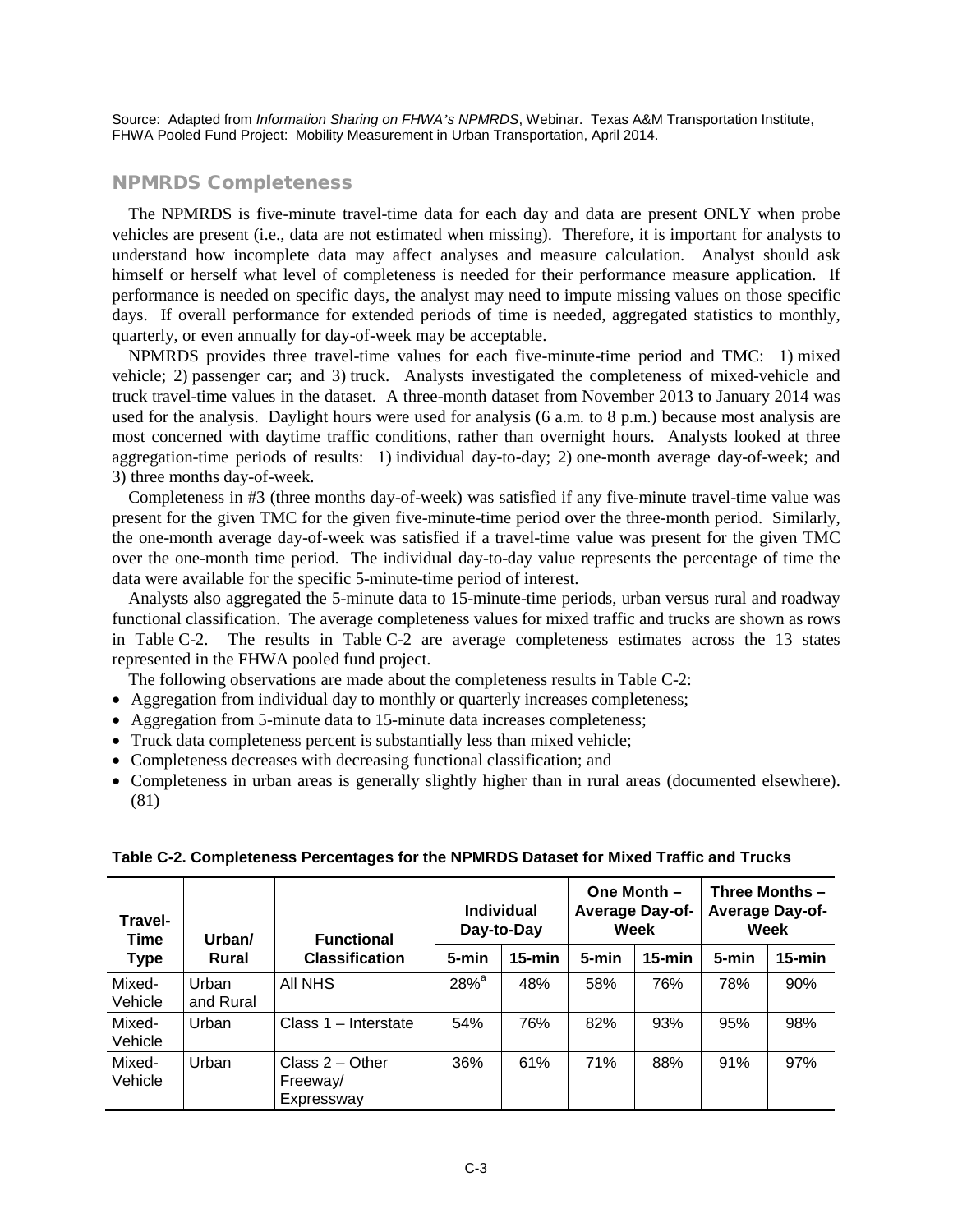Source: Adapted from *Information Sharing on FHWA's NPMRDS*, Webinar. Texas A&M Transportation Institute, FHWA Pooled Fund Project: Mobility Measurement in Urban Transportation, April 2014.

## NPMRDS Completeness

The NPMRDS is five-minute travel-time data for each day and data are present ONLY when probe vehicles are present (i.e., data are not estimated when missing). Therefore, it is important for analysts to understand how incomplete data may affect analyses and measure calculation. Analyst should ask himself or herself what level of completeness is needed for their performance measure application. If performance is needed on specific days, the analyst may need to impute missing values on those specific days. If overall performance for extended periods of time is needed, aggregated statistics to monthly, quarterly, or even annually for day-of-week may be acceptable.

NPMRDS provides three travel-time values for each five-minute-time period and TMC: 1) mixed vehicle; 2) passenger car; and 3) truck. Analysts investigated the completeness of mixed-vehicle and truck travel-time values in the dataset. A three-month dataset from November 2013 to January 2014 was used for the analysis. Daylight hours were used for analysis (6 a.m. to 8 p.m.) because most analysis are most concerned with daytime traffic conditions, rather than overnight hours. Analysts looked at three aggregation-time periods of results: 1) individual day-to-day; 2) one-month average day-of-week; and 3) three months day-of-week.

Completeness in #3 (three months day-of-week) was satisfied if any five-minute travel-time value was present for the given TMC for the given five-minute-time period over the three-month period. Similarly, the one-month average day-of-week was satisfied if a travel-time value was present for the given TMC over the one-month time period. The individual day-to-day value represents the percentage of time the data were available for the specific 5-minute-time period of interest.

Analysts also aggregated the 5-minute data to 15-minute-time periods, urban versus rural and roadway functional classification. The average completeness values for mixed traffic and trucks are shown as rows in Table C-2. The results in Table C-2 are average completeness estimates across the 13 states represented in the FHWA pooled fund project.

The following observations are made about the completeness results in Table C-2:

- Aggregation from individual day to monthly or quarterly increases completeness;
- Aggregation from 5-minute data to 15-minute data increases completeness;
- Truck data completeness percent is substantially less than mixed vehicle;
- Completeness decreases with decreasing functional classification; and
- Completeness in urban areas is generally slightly higher than in rural areas (documented elsewhere). (81)

**Table C-2. Completeness Percentages for the NPMRDS Dataset for Mixed Traffic and Trucks**

| Travel-Time Type | Urban/ Rural | Functional Classification | Individual Day-to-Day | | One Month – Average Day-of-Week | | Three Months – Average Day-of-Week | |
|---|---|---|---|---|---|---|---|---|
| | | | 5-min | 15-min | 5-min | 15-min | 5-min | 15-min |
| Mixed-Vehicle | Urban and Rural | All NHS | 28%[a] | 48% | 58% | 76% | 78% | 90% |
| Mixed-Vehicle | Urban | Class 1 – Interstate | 54% | 76% | 82% | 93% | 95% | 98% |
| Mixed-Vehicle | Urban | Class 2 – Other Freeway/ Expressway | 36% | 61% | 71% | 88% | 91% | 97% |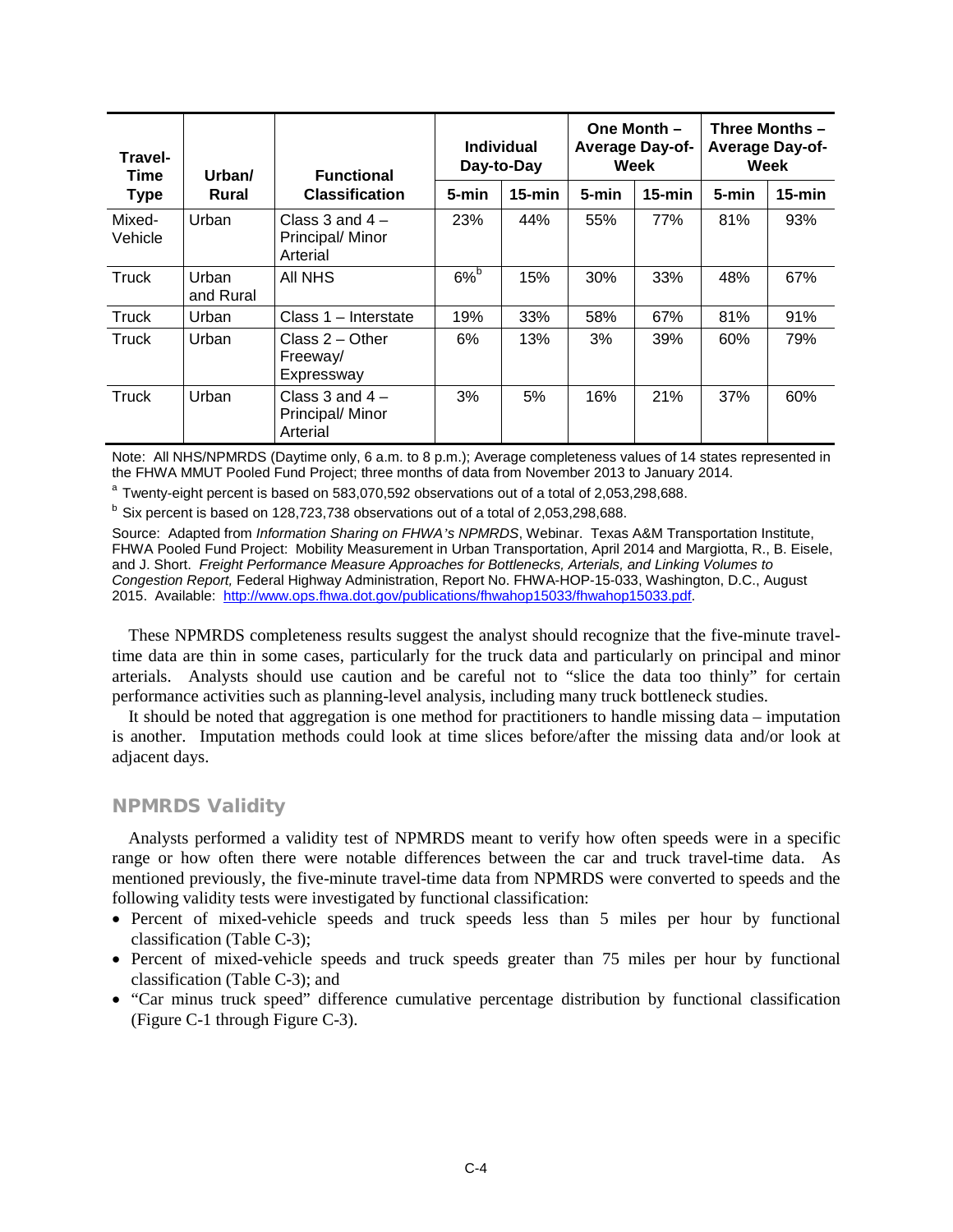| Travel-Time Type | Urban/ Rural | Functional Classification | Individual Day-to-Day | | One Month – Average Day-of-Week | | Three Months – Average Day-of-Week | |
|---|---|---|---|---|---|---|---|---|
| | | | 5-min | 15-min | 5-min | 15-min | 5-min | 15-min |
| Mixed-Vehicle | Urban | Class 3 and 4 – Principal/ Minor Arterial | 23% | 44% | 55% | 77% | 81% | 93% |
| Truck | Urban and Rural | All NHS | 6%[b] | 15% | 30% | 33% | 48% | 67% |
| Truck | Urban | Class 1 – Interstate | 19% | 33% | 58% | 67% | 81% | 91% |
| Truck | Urban | Class 2 – Other Freeway/ Expressway | 6% | 13% | 3% | 39% | 60% | 79% |
| Truck | Urban | Class 3 and 4 – Principal/ Minor Arterial | 3% | 5% | 16% | 21% | 37% | 60% |

Note: All NHS/NPMRDS (Daytime only, 6 a.m. to 8 p.m.); Average completeness values of 14 states represented in the FHWA MMUT Pooled Fund Project; three months of data from November 2013 to January 2014.

[a] Twenty-eight percent is based on 583,070,592 observations out of a total of 2,053,298,688.

[b] Six percent is based on 128,723,738 observations out of a total of 2,053,298,688.

Source: Adapted from *Information Sharing on FHWA's NPMRDS*, Webinar. Texas A&M Transportation Institute, FHWA Pooled Fund Project: Mobility Measurement in Urban Transportation, April 2014 and Margiotta, R., B. Eisele, and J. Short. *Freight Performance Measure Approaches for Bottlenecks, Arterials, and Linking Volumes to Congestion Report,* Federal Highway Administration, Report No. FHWA-HOP-15-033, Washington, D.C., August 2015. Available: http://www.ops.fhwa.dot.gov/publications/fhwahop15033/fhwahop15033.pdf.

These NPMRDS completeness results suggest the analyst should recognize that the five-minute travel-time data are thin in some cases, particularly for the truck data and particularly on principal and minor arterials. Analysts should use caution and be careful not to "slice the data too thinly" for certain performance activities such as planning-level analysis, including many truck bottleneck studies.

It should be noted that aggregation is one method for practitioners to handle missing data – imputation is another. Imputation methods could look at time slices before/after the missing data and/or look at adjacent days.

### NPMRDS Validity

Analysts performed a validity test of NPMRDS meant to verify how often speeds were in a specific range or how often there were notable differences between the car and truck travel-time data. As mentioned previously, the five-minute travel-time data from NPMRDS were converted to speeds and the following validity tests were investigated by functional classification:

- Percent of mixed-vehicle speeds and truck speeds less than 5 miles per hour by functional classification (Table C-3);
- Percent of mixed-vehicle speeds and truck speeds greater than 75 miles per hour by functional classification (Table C-3); and
- "Car minus truck speed" difference cumulative percentage distribution by functional classification (Figure C-1 through Figure C-3).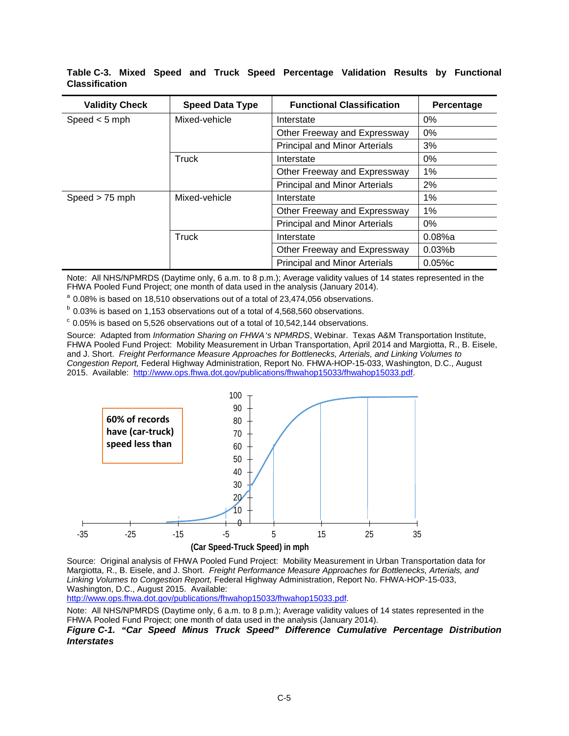**Table C-3. Mixed Speed and Truck Speed Percentage Validation Results by Functional Classification**

| Validity Check | Speed Data Type | Functional Classification | Percentage |
|---|---|---|---|
| Speed < 5 mph | Mixed-vehicle | Interstate | 0% |
| | | Other Freeway and Expressway | 0% |
| | | Principal and Minor Arterials | 3% |
| | Truck | Interstate | 0% |
| | | Other Freeway and Expressway | 1% |
| | | Principal and Minor Arterials | 2% |
| Speed > 75 mph | Mixed-vehicle | Interstate | 1% |
| | | Other Freeway and Expressway | 1% |
| | | Principal and Minor Arterials | 0% |
| | Truck | Interstate | 0.08%[a] |
| | | Other Freeway and Expressway | 0.03%[b] |
| | | Principal and Minor Arterials | 0.05%[c] |

Note: All NHS/NPMRDS (Daytime only, 6 a.m. to 8 p.m.); Average validity values of 14 states represented in the FHWA Pooled Fund Project; one month of data used in the analysis (January 2014).

[a] 0.08% is based on 18,510 observations out of a total of 23,474,056 observations.

[b] 0.03% is based on 1,153 observations out of a total of 4,568,560 observations.

[c] 0.05% is based on 5,526 observations out of a total of 10,542,144 observations.

Source: Adapted from *Information Sharing on FHWA's NPMRDS*, Webinar. Texas A&M Transportation Institute, FHWA Pooled Fund Project: Mobility Measurement in Urban Transportation, April 2014 and Margiotta, R., B. Eisele, and J. Short. *Freight Performance Measure Approaches for Bottlenecks, Arterials, and Linking Volumes to Congestion Report,* Federal Highway Administration, Report No. FHWA-HOP-15-033, Washington, D.C., August 2015. Available: http://www.ops.fhwa.dot.gov/publications/fhwahop15033/fhwahop15033.pdf.

60% of records have (car-truck) speed less than

(Car Speed-Truck Speed) in mph

Source: Original analysis of FHWA Pooled Fund Project: Mobility Measurement in Urban Transportation data for Margiotta, R., B. Eisele, and J. Short. *Freight Performance Measure Approaches for Bottlenecks, Arterials, and Linking Volumes to Congestion Report,* Federal Highway Administration, Report No. FHWA-HOP-15-033, Washington, D.C., August 2015. Available: http://www.ops.fhwa.dot.gov/publications/fhwahop15033/fhwahop15033.pdf.

Note: All NHS/NPMRDS (Daytime only, 6 a.m. to 8 p.m.); Average validity values of 14 states represented in the FHWA Pooled Fund Project; one month of data used in the analysis (January 2014).

***Figure C-1. "Car Speed Minus Truck Speed" Difference Cumulative Percentage Distribution Interstates***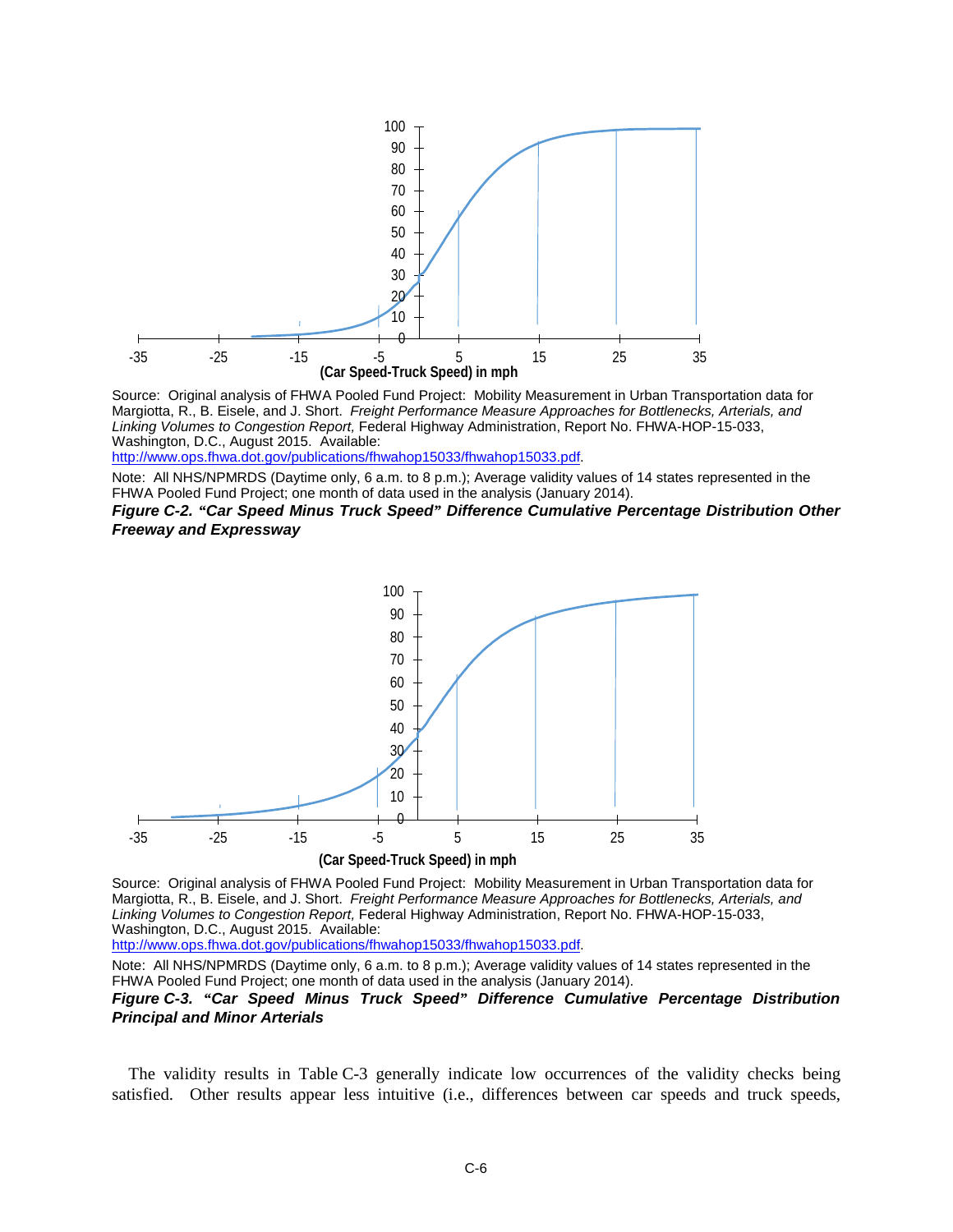Source: Original analysis of FHWA Pooled Fund Project: Mobility Measurement in Urban Transportation data for Margiotta, R., B. Eisele, and J. Short. *Freight Performance Measure Approaches for Bottlenecks, Arterials, and Linking Volumes to Congestion Report,* Federal Highway Administration, Report No. FHWA-HOP-15-033, Washington, D.C., August 2015. Available: http://www.ops.fhwa.dot.gov/publications/fhwahop15033/fhwahop15033.pdf.

Note: All NHS/NPMRDS (Daytime only, 6 a.m. to 8 p.m.); Average validity values of 14 states represented in the FHWA Pooled Fund Project; one month of data used in the analysis (January 2014).

***Figure C-2. "Car Speed Minus Truck Speed" Difference Cumulative Percentage Distribution Other Freeway and Expressway***

Source: Original analysis of FHWA Pooled Fund Project: Mobility Measurement in Urban Transportation data for Margiotta, R., B. Eisele, and J. Short. *Freight Performance Measure Approaches for Bottlenecks, Arterials, and Linking Volumes to Congestion Report,* Federal Highway Administration, Report No. FHWA-HOP-15-033, Washington, D.C., August 2015. Available: http://www.ops.fhwa.dot.gov/publications/fhwahop15033/fhwahop15033.pdf.

Note: All NHS/NPMRDS (Daytime only, 6 a.m. to 8 p.m.); Average validity values of 14 states represented in the FHWA Pooled Fund Project; one month of data used in the analysis (January 2014).

***Figure C-3. "Car Speed Minus Truck Speed" Difference Cumulative Percentage Distribution Principal and Minor Arterials***

The validity results in Table C-3 generally indicate low occurrences of the validity checks being satisfied. Other results appear less intuitive (i.e., differences between car speeds and truck speeds,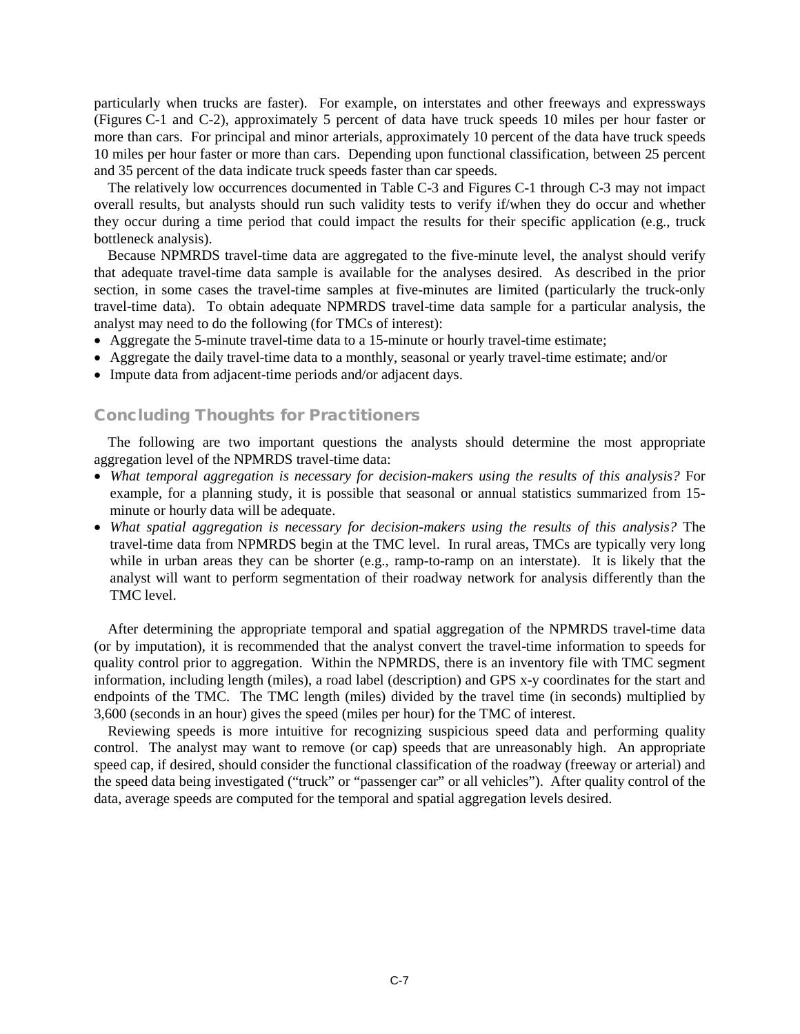particularly when trucks are faster). For example, on interstates and other freeways and expressways (Figures C-1 and C-2), approximately 5 percent of data have truck speeds 10 miles per hour faster or more than cars. For principal and minor arterials, approximately 10 percent of the data have truck speeds 10 miles per hour faster or more than cars. Depending upon functional classification, between 25 percent and 35 percent of the data indicate truck speeds faster than car speeds.

The relatively low occurrences documented in Table C-3 and Figures C-1 through C-3 may not impact overall results, but analysts should run such validity tests to verify if/when they do occur and whether they occur during a time period that could impact the results for their specific application (e.g., truck bottleneck analysis).

Because NPMRDS travel-time data are aggregated to the five-minute level, the analyst should verify that adequate travel-time data sample is available for the analyses desired. As described in the prior section, in some cases the travel-time samples at five-minutes are limited (particularly the truck-only travel-time data). To obtain adequate NPMRDS travel-time data sample for a particular analysis, the analyst may need to do the following (for TMCs of interest):

- Aggregate the 5-minute travel-time data to a 15-minute or hourly travel-time estimate;
- Aggregate the daily travel-time data to a monthly, seasonal or yearly travel-time estimate; and/or
- Impute data from adjacent-time periods and/or adjacent days.

## Concluding Thoughts for Practitioners

The following are two important questions the analysts should determine the most appropriate aggregation level of the NPMRDS travel-time data:

- *What temporal aggregation is necessary for decision-makers using the results of this analysis?* For example, for a planning study, it is possible that seasonal or annual statistics summarized from 15-minute or hourly data will be adequate.
- *What spatial aggregation is necessary for decision-makers using the results of this analysis?* The travel-time data from NPMRDS begin at the TMC level. In rural areas, TMCs are typically very long while in urban areas they can be shorter (e.g., ramp-to-ramp on an interstate). It is likely that the analyst will want to perform segmentation of their roadway network for analysis differently than the TMC level.

After determining the appropriate temporal and spatial aggregation of the NPMRDS travel-time data (or by imputation), it is recommended that the analyst convert the travel-time information to speeds for quality control prior to aggregation. Within the NPMRDS, there is an inventory file with TMC segment information, including length (miles), a road label (description) and GPS x-y coordinates for the start and endpoints of the TMC. The TMC length (miles) divided by the travel time (in seconds) multiplied by 3,600 (seconds in an hour) gives the speed (miles per hour) for the TMC of interest.

Reviewing speeds is more intuitive for recognizing suspicious speed data and performing quality control. The analyst may want to remove (or cap) speeds that are unreasonably high. An appropriate speed cap, if desired, should consider the functional classification of the roadway (freeway or arterial) and the speed data being investigated ("truck" or "passenger car" or all vehicles"). After quality control of the data, average speeds are computed for the temporal and spatial aggregation levels desired.